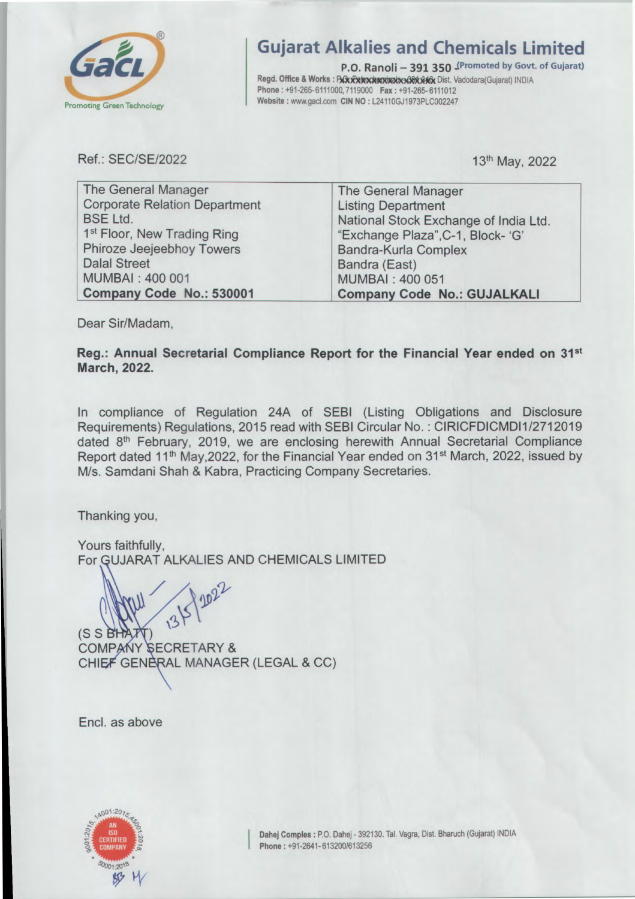# Gujarat Alkalies and Chemicals Limited

P.O. Ranoli – 391 350 (Promoted by Govt. of Gujarat)
Regd. Office & Works : P.O. Ranoli - 391 350 Dist. Vadodara(Gujarat) INDIA
Phone : +91-265-6111000, 7119000 Fax : +91-265-6111012
Website : www.gacl.com CIN NO : L24110GJ1973PLC002247

Ref.: SEC/SE/2022 13th May, 2022

| The General Manager<br>Corporate Relation Department<br>BSE Ltd.<br>1st Floor, New Trading Ring<br>Phiroze Jeejeebhoy Towers<br>Dalal Street<br>MUMBAI : 400 001<br>**Company Code No.: 530001** | The General Manager<br>Listing Department<br>National Stock Exchange of India Ltd.<br>"Exchange Plaza",C-1, Block- 'G'<br>Bandra-Kurla Complex<br>Bandra (East)<br>MUMBAI : 400 051<br>**Company Code No.: GUJALKALI** |
|---|---|

Dear Sir/Madam,

**Reg.: Annual Secretarial Compliance Report for the Financial Year ended on 31st March, 2022.**

In compliance of Regulation 24A of SEBI (Listing Obligations and Disclosure Requirements) Regulations, 2015 read with SEBI Circular No. : CIRICFDICMDI1/2712019 dated 8th February, 2019, we are enclosing herewith Annual Secretarial Compliance Report dated 11th May,2022, for the Financial Year ended on 31st March, 2022, issued by M/s. Samdani Shah & Kabra, Practicing Company Secretaries.

Thanking you,

Yours faithfully,
For GUJARAT ALKALIES AND CHEMICALS LIMITED

13/5/2022

(S S BHATT)
COMPANY SECRETARY &
CHIEF GENERAL MANAGER (LEGAL & CC)

Encl. as above

Dahej Complex : P.O. Dahej - 392130. Tal. Vagra, Dist. Bharuch (Gujarat) INDIA
Phone : +91-2641-613200/613256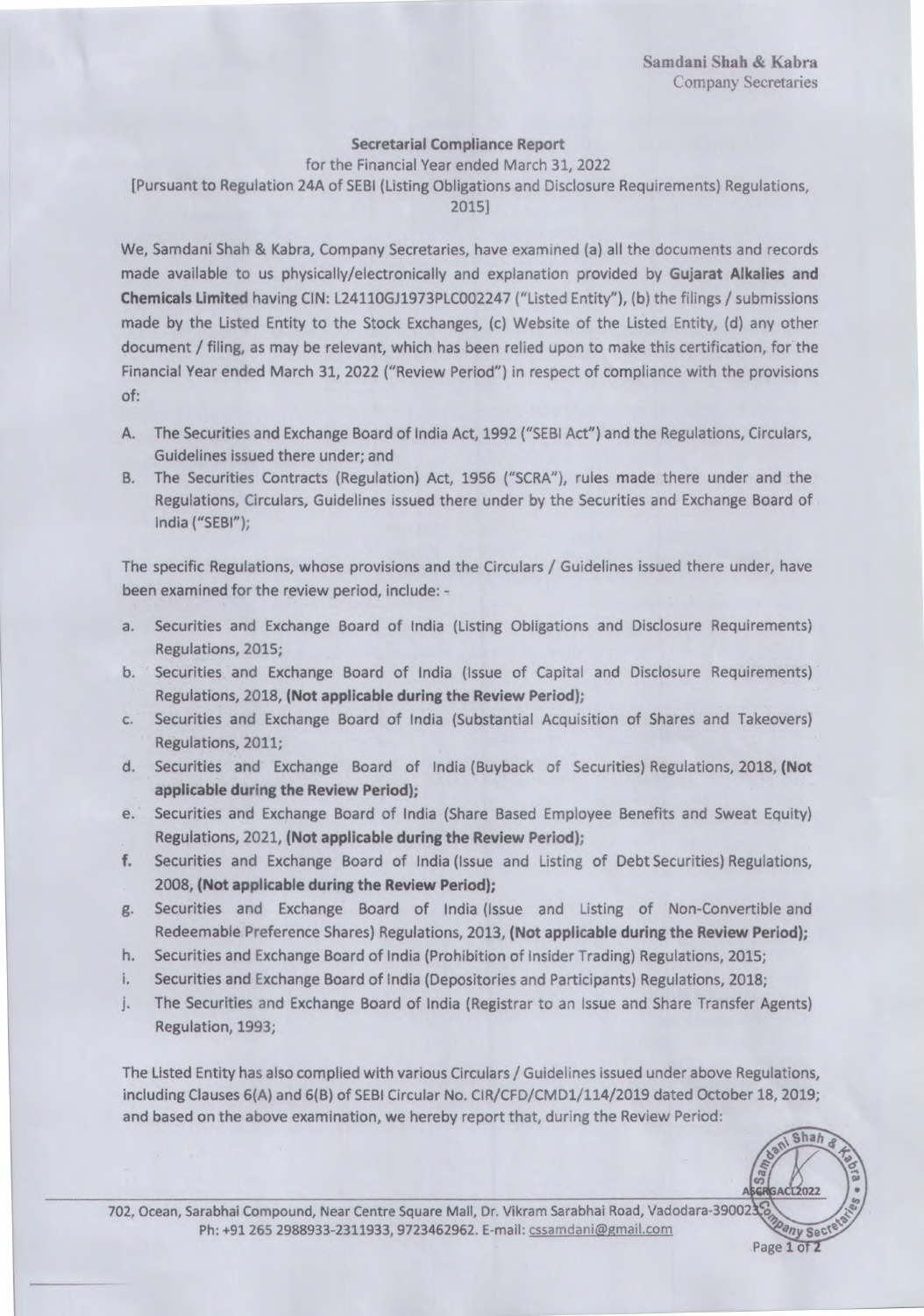Samdani Shah & Kabra
Company Secretaries

**Secretarial Compliance Report**

for the Financial Year ended March 31, 2022

[Pursuant to Regulation 24A of SEBI (Listing Obligations and Disclosure Requirements) Regulations, 2015]

We, Samdani Shah & Kabra, Company Secretaries, have examined (a) all the documents and records made available to us physically/electronically and explanation provided by **Gujarat Alkalies and Chemicals Limited** having CIN: L24110GJ1973PLC002247 ("Listed Entity"), (b) the filings / submissions made by the Listed Entity to the Stock Exchanges, (c) Website of the Listed Entity, (d) any other document / filing, as may be relevant, which has been relied upon to make this certification, for the Financial Year ended March 31, 2022 ("Review Period") in respect of compliance with the provisions of:

A. The Securities and Exchange Board of India Act, 1992 ("SEBI Act") and the Regulations, Circulars, Guidelines issued there under; and
B. The Securities Contracts (Regulation) Act, 1956 ("SCRA"), rules made there under and the Regulations, Circulars, Guidelines issued there under by the Securities and Exchange Board of India ("SEBI");

The specific Regulations, whose provisions and the Circulars / Guidelines issued there under, have been examined for the review period, include: -

a. Securities and Exchange Board of India (Listing Obligations and Disclosure Requirements) Regulations, 2015;
b. Securities and Exchange Board of India (Issue of Capital and Disclosure Requirements) Regulations, 2018, **(Not applicable during the Review Period)**;
c. Securities and Exchange Board of India (Substantial Acquisition of Shares and Takeovers) Regulations, 2011;
d. Securities and Exchange Board of India (Buyback of Securities) Regulations, 2018, **(Not applicable during the Review Period)**;
e. Securities and Exchange Board of India (Share Based Employee Benefits and Sweat Equity) Regulations, 2021, **(Not applicable during the Review Period)**;
f. Securities and Exchange Board of India (Issue and Listing of Debt Securities) Regulations, 2008, **(Not applicable during the Review Period)**;
g. Securities and Exchange Board of India (Issue and Listing of Non-Convertible and Redeemable Preference Shares) Regulations, 2013, **(Not applicable during the Review Period)**;
h. Securities and Exchange Board of India (Prohibition of Insider Trading) Regulations, 2015;
i. Securities and Exchange Board of India (Depositories and Participants) Regulations, 2018;
j. The Securities and Exchange Board of India (Registrar to an Issue and Share Transfer Agents) Regulation, 1993;

The Listed Entity has also complied with various Circulars / Guidelines issued under above Regulations, including Clauses 6(A) and 6(B) of SEBI Circular No. CIR/CFD/CMD1/114/2019 dated October 18, 2019; and based on the above examination, we hereby report that, during the Review Period:

702, Ocean, Sarabhai Compound, Near Centre Square Mall, Dr. Vikram Sarabhai Road, Vadodara-390023.
Ph: +91 265 2988933-2311933, 9723462962. E-mail: cssamdani@gmail.com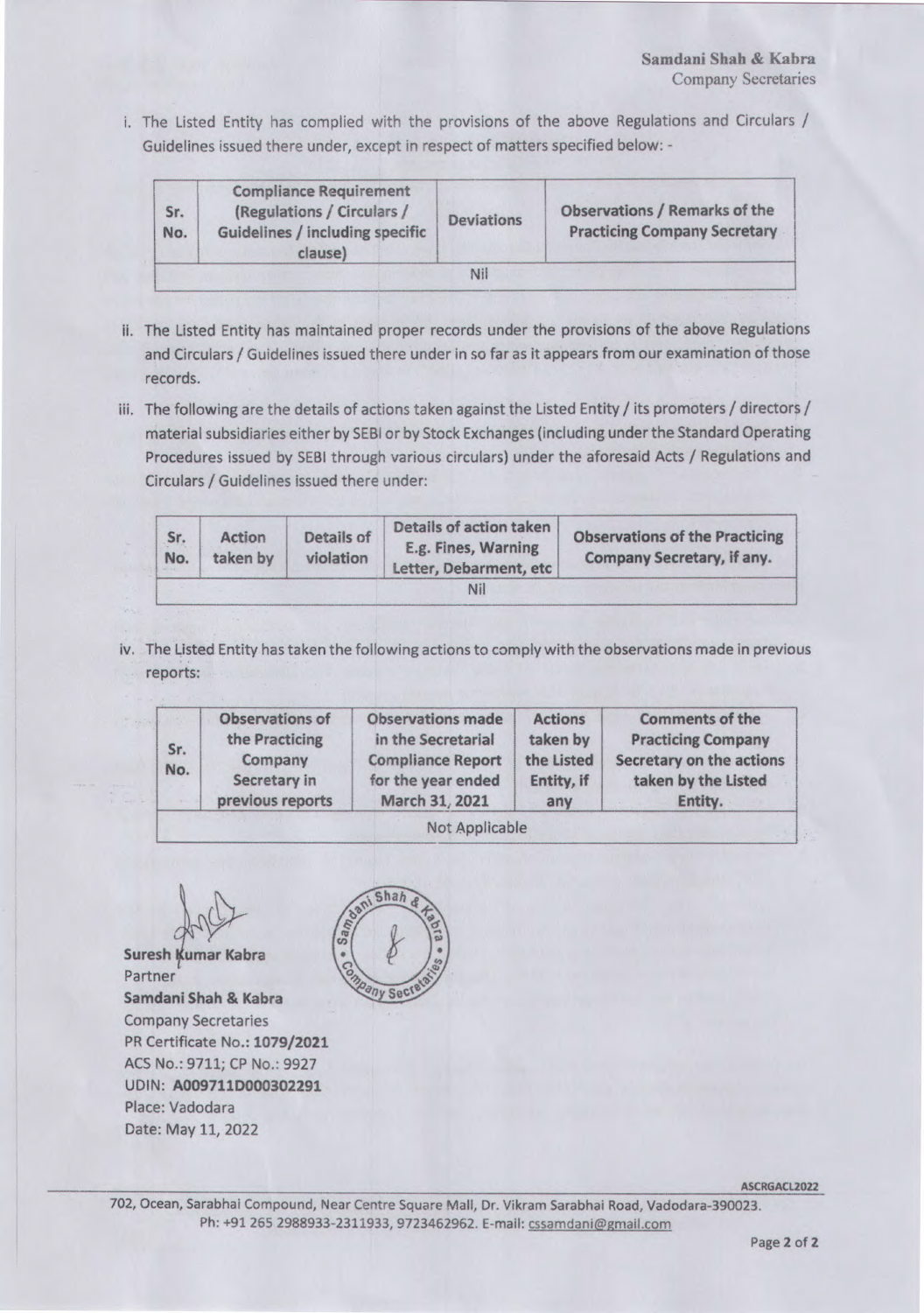i. The Listed Entity has complied with the provisions of the above Regulations and Circulars / Guidelines issued there under, except in respect of matters specified below: -

| Sr. No. | Compliance Requirement (Regulations / Circulars / Guidelines / including specific clause) | Deviations | Observations / Remarks of the Practicing Company Secretary |
|---|---|---|---|
| Nil | | | |

ii. The Listed Entity has maintained proper records under the provisions of the above Regulations and Circulars / Guidelines issued there under in so far as it appears from our examination of those records.

iii. The following are the details of actions taken against the Listed Entity / its promoters / directors / material subsidiaries either by SEBI or by Stock Exchanges (including under the Standard Operating Procedures issued by SEBI through various circulars) under the aforesaid Acts / Regulations and Circulars / Guidelines issued there under:

| Sr. No. | Action taken by | Details of violation | Details of action taken E.g. Fines, Warning Letter, Debarment, etc | Observations of the Practicing Company Secretary, if any. |
|---|---|---|---|---|
| Nil | | | | |

iv. The Listed Entity has taken the following actions to comply with the observations made in previous reports:

| Sr. No. | Observations of the Practicing Company Secretary in previous reports | Observations made in the Secretarial Compliance Report for the year ended March 31, 2021 | Actions taken by the Listed Entity, if any | Comments of the Practicing Company Secretary on the actions taken by the Listed Entity. |
|---|---|---|---|---|
| Not Applicable | | | | |

**Suresh Kumar Kabra**
Partner
**Samdani Shah & Kabra**
Company Secretaries
PR Certificate No.: **1079/2021**
ACS No.: 9711; CP No.: 9927
UDIN: **A009711D000302291**
Place: Vadodara
Date: May 11, 2022

ASCRGACL2022

702, Ocean, Sarabhai Compound, Near Centre Square Mall, Dr. Vikram Sarabhai Road, Vadodara-390023.
Ph: +91 265 2988933-2311933, 9723462962. E-mail: cssamdani@gmail.com